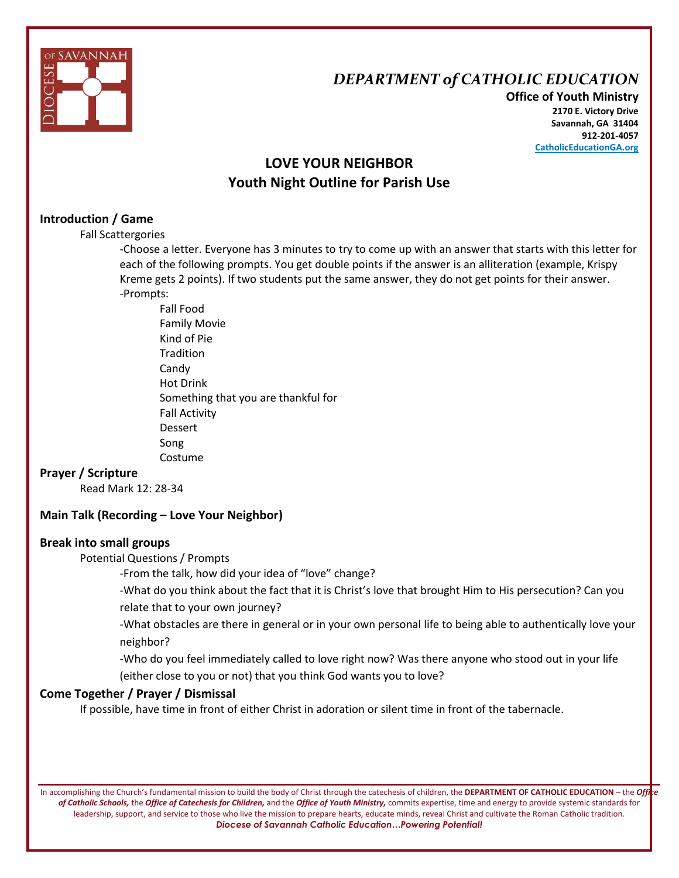# DEPARTMENT of CATHOLIC EDUCATION

**Office of Youth Ministry**
**2170 E. Victory Drive**
**Savannah, GA 31404**
**912-201-4057**
**CatholicEducationGA.org**

## LOVE YOUR NEIGHBOR
## Youth Night Outline for Parish Use

### Introduction / Game

Fall Scattergories

-Choose a letter. Everyone has 3 minutes to try to come up with an answer that starts with this letter for each of the following prompts. You get double points if the answer is an alliteration (example, Krispy Kreme gets 2 points). If two students put the same answer, they do not get points for their answer.

-Prompts:

- Fall Food
- Family Movie
- Kind of Pie
- Tradition
- Candy
- Hot Drink
- Something that you are thankful for
- Fall Activity
- Dessert
- Song
- Costume

### Prayer / Scripture

Read Mark 12: 28-34

### Main Talk (Recording – Love Your Neighbor)

### Break into small groups

Potential Questions / Prompts

-From the talk, how did your idea of "love" change?

-What do you think about the fact that it is Christ's love that brought Him to His persecution? Can you relate that to your own journey?

-What obstacles are there in general or in your own personal life to being able to authentically love your neighbor?

-Who do you feel immediately called to love right now? Was there anyone who stood out in your life (either close to you or not) that you think God wants you to love?

### Come Together / Prayer / Dismissal

If possible, have time in front of either Christ in adoration or silent time in front of the tabernacle.

In accomplishing the Church's fundamental mission to build the body of Christ through the catechesis of children, the **DEPARTMENT OF CATHOLIC EDUCATION** – the ***Office of Catholic Schools,*** the ***Office of Catechesis for Children,*** and the ***Office of Youth Ministry,*** commits expertise, time and energy to provide systemic standards for leadership, support, and service to those who live the mission to prepare hearts, educate minds, reveal Christ and cultivate the Roman Catholic tradition.
***Diocese of Savannah Catholic Education…Powering Potential!***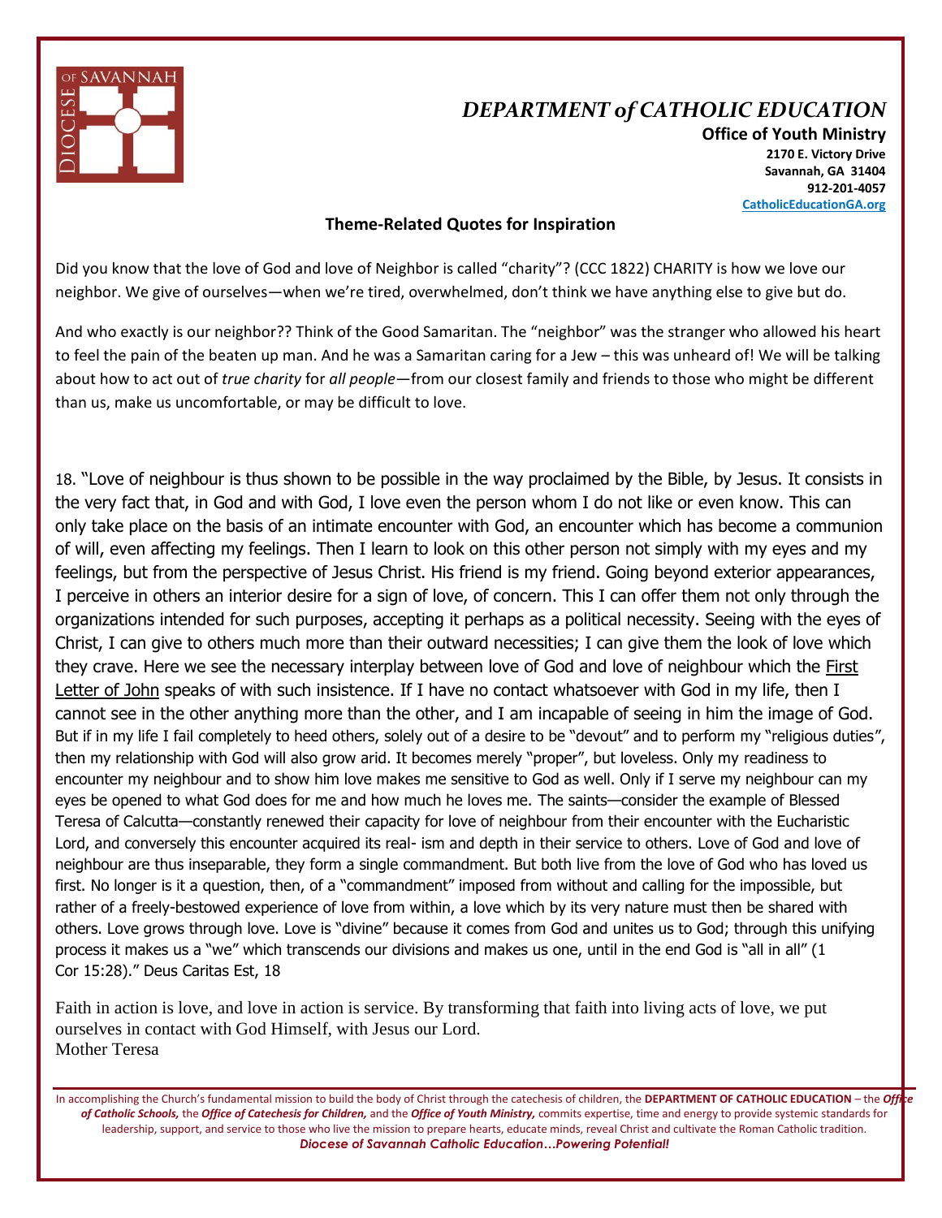# DEPARTMENT of CATHOLIC EDUCATION

**Office of Youth Ministry**
**2170 E. Victory Drive**
**Savannah, GA 31404**
**912-201-4057**
**CatholicEducationGA.org**

### Theme-Related Quotes for Inspiration

Did you know that the love of God and love of Neighbor is called "charity"? (CCC 1822) CHARITY is how we love our neighbor. We give of ourselves—when we're tired, overwhelmed, don't think we have anything else to give but do.

And who exactly is our neighbor?? Think of the Good Samaritan. The "neighbor" was the stranger who allowed his heart to feel the pain of the beaten up man. And he was a Samaritan caring for a Jew – this was unheard of! We will be talking about how to act out of *true charity* for *all people*—from our closest family and friends to those who might be different than us, make us uncomfortable, or may be difficult to love.

18. "Love of neighbour is thus shown to be possible in the way proclaimed by the Bible, by Jesus. It consists in the very fact that, in God and with God, I love even the person whom I do not like or even know. This can only take place on the basis of an intimate encounter with God, an encounter which has become a communion of will, even affecting my feelings. Then I learn to look on this other person not simply with my eyes and my feelings, but from the perspective of Jesus Christ. His friend is my friend. Going beyond exterior appearances, I perceive in others an interior desire for a sign of love, of concern. This I can offer them not only through the organizations intended for such purposes, accepting it perhaps as a political necessity. Seeing with the eyes of Christ, I can give to others much more than their outward necessities; I can give them the look of love which they crave. Here we see the necessary interplay between love of God and love of neighbour which the First Letter of John speaks of with such insistence. If I have no contact whatsoever with God in my life, then I cannot see in the other anything more than the other, and I am incapable of seeing in him the image of God. But if in my life I fail completely to heed others, solely out of a desire to be "devout" and to perform my "religious duties", then my relationship with God will also grow arid. It becomes merely "proper", but loveless. Only my readiness to encounter my neighbour and to show him love makes me sensitive to God as well. Only if I serve my neighbour can my eyes be opened to what God does for me and how much he loves me. The saints—consider the example of Blessed Teresa of Calcutta—constantly renewed their capacity for love of neighbour from their encounter with the Eucharistic Lord, and conversely this encounter acquired its real- ism and depth in their service to others. Love of God and love of neighbour are thus inseparable, they form a single commandment. But both live from the love of God who has loved us first. No longer is it a question, then, of a "commandment" imposed from without and calling for the impossible, but rather of a freely-bestowed experience of love from within, a love which by its very nature must then be shared with others. Love grows through love. Love is "divine" because it comes from God and unites us to God; through this unifying process it makes us a "we" which transcends our divisions and makes us one, until in the end God is "all in all" (1 Cor 15:28)." Deus Caritas Est, 18

Faith in action is love, and love in action is service. By transforming that faith into living acts of love, we put ourselves in contact with God Himself, with Jesus our Lord.
Mother Teresa

In accomplishing the Church's fundamental mission to build the body of Christ through the catechesis of children, the **DEPARTMENT OF CATHOLIC EDUCATION** – the ***Office of Catholic Schools,*** the ***Office of Catechesis for Children,*** and the ***Office of Youth Ministry,*** commits expertise, time and energy to provide systemic standards for leadership, support, and service to those who live the mission to prepare hearts, educate minds, reveal Christ and cultivate the Roman Catholic tradition.
***Diocese of Savannah Catholic Education…Powering Potential!***